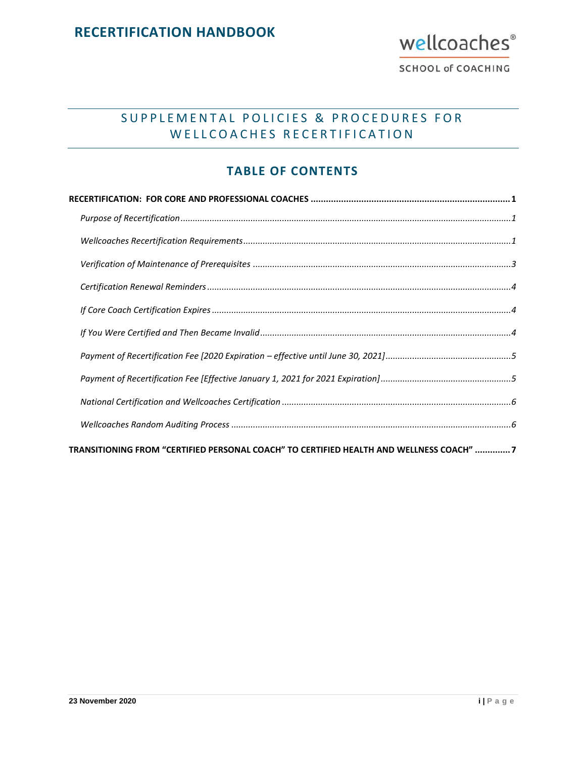# RECERTIFICATION HANDBOOK

wellcoaches®

SCHOOL of COACHING

## SUPPLEMENTAL POLICIES & PROCEDURES FOR WELLCOACHES RECERTIFICATION

## TABLE OF CONTENTS

**RECERTIFICATION: FOR CORE AND PROFESSIONAL COACHES** .......... **1**

*Purpose of Recertification* .......... *1*

*Wellcoaches Recertification Requirements* .......... *1*

*Verification of Maintenance of Prerequisites* .......... *3*

*Certification Renewal Reminders* .......... *4*

*If Core Coach Certification Expires* .......... *4*

*If You Were Certified and Then Became Invalid* .......... *4*

*Payment of Recertification Fee [2020 Expiration – effective until June 30, 2021]* .......... *5*

*Payment of Recertification Fee [Effective January 1, 2021 for 2021 Expiration]* .......... *5*

*National Certification and Wellcoaches Certification* .......... *6*

*Wellcoaches Random Auditing Process* .......... *6*

**TRANSITIONING FROM "CERTIFIED PERSONAL COACH" TO CERTIFIED HEALTH AND WELLNESS COACH"** .......... **7**

**23 November 2020**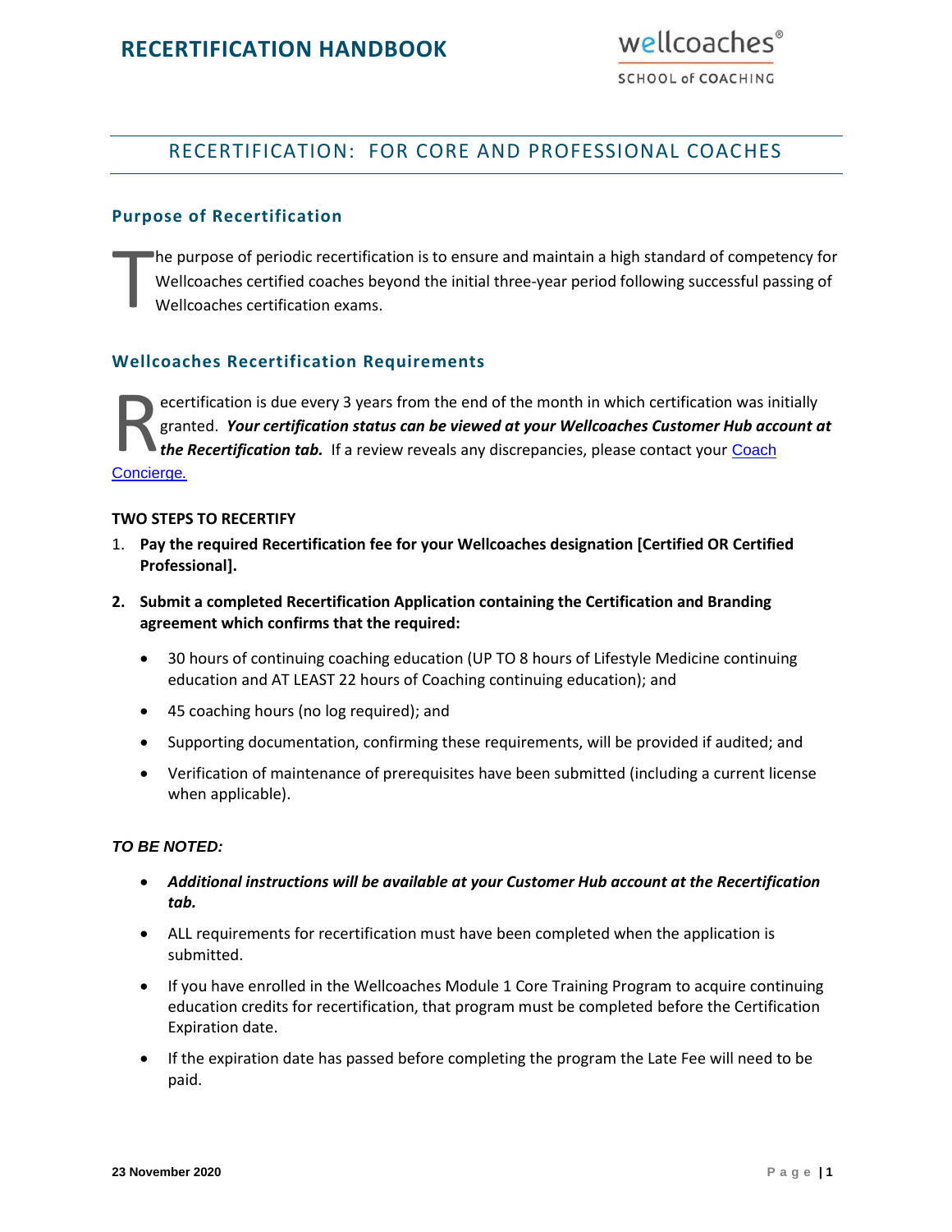## RECERTIFICATION: FOR CORE AND PROFESSIONAL COACHES

### Purpose of Recertification

The purpose of periodic recertification is to ensure and maintain a high standard of competency for Wellcoaches certified coaches beyond the initial three-year period following successful passing of Wellcoaches certification exams.

### Wellcoaches Recertification Requirements

Recertification is due every 3 years from the end of the month in which certification was initially granted. ***Your certification status can be viewed at your Wellcoaches Customer Hub account at the Recertification tab.*** If a review reveals any discrepancies, please contact your Coach Concierge.

**TWO STEPS TO RECERTIFY**

1. **Pay the required Recertification fee for your Wellcoaches designation [Certified OR Certified Professional].**
2. **Submit a completed Recertification Application containing the Certification and Branding agreement which confirms that the required:**
   - 30 hours of continuing coaching education (UP TO 8 hours of Lifestyle Medicine continuing education and AT LEAST 22 hours of Coaching continuing education); and
   - 45 coaching hours (no log required); and
   - Supporting documentation, confirming these requirements, will be provided if audited; and
   - Verification of maintenance of prerequisites have been submitted (including a current license when applicable).

***TO BE NOTED:***

- ***Additional instructions will be available at your Customer Hub account at the Recertification tab.***
- ALL requirements for recertification must have been completed when the application is submitted.
- If you have enrolled in the Wellcoaches Module 1 Core Training Program to acquire continuing education credits for recertification, that program must be completed before the Certification Expiration date.
- If the expiration date has passed before completing the program the Late Fee will need to be paid.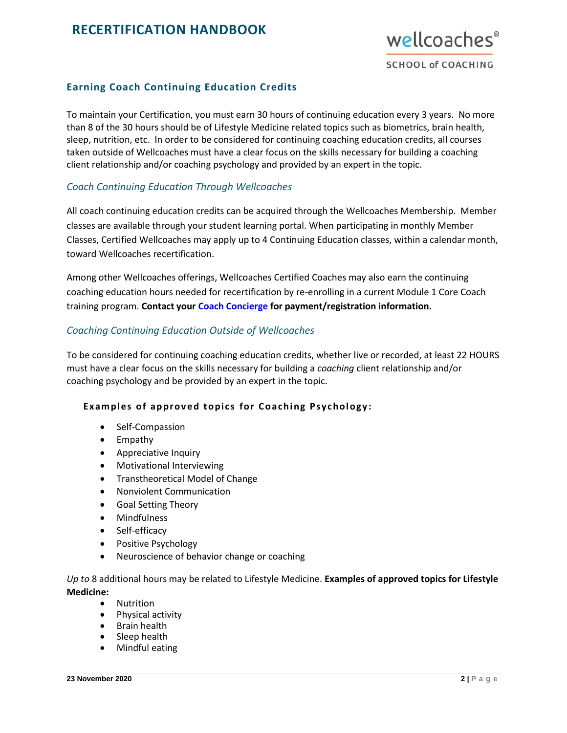## Earning Coach Continuing Education Credits

To maintain your Certification, you must earn 30 hours of continuing education every 3 years. No more than 8 of the 30 hours should be of Lifestyle Medicine related topics such as biometrics, brain health, sleep, nutrition, etc. In order to be considered for continuing coaching education credits, all courses taken outside of Wellcoaches must have a clear focus on the skills necessary for building a coaching client relationship and/or coaching psychology and provided by an expert in the topic.

### *Coach Continuing Education Through Wellcoaches*

All coach continuing education credits can be acquired through the Wellcoaches Membership. Member classes are available through your student learning portal. When participating in monthly Member Classes, Certified Wellcoaches may apply up to 4 Continuing Education classes, within a calendar month, toward Wellcoaches recertification.

Among other Wellcoaches offerings, Wellcoaches Certified Coaches may also earn the continuing coaching education hours needed for recertification by re-enrolling in a current Module 1 Core Coach training program. **Contact your Coach Concierge for payment/registration information.**

### *Coaching Continuing Education Outside of Wellcoaches*

To be considered for continuing coaching education credits, whether live or recorded, at least 22 HOURS must have a clear focus on the skills necessary for building a *coaching* client relationship and/or coaching psychology and be provided by an expert in the topic.

**Examples of approved topics for Coaching Psychology:**

- Self-Compassion
- Empathy
- Appreciative Inquiry
- Motivational Interviewing
- Transtheoretical Model of Change
- Nonviolent Communication
- Goal Setting Theory
- Mindfulness
- Self-efficacy
- Positive Psychology
- Neuroscience of behavior change or coaching

*Up to* 8 additional hours may be related to Lifestyle Medicine. **Examples of approved topics for Lifestyle Medicine:**

- Nutrition
- Physical activity
- Brain health
- Sleep health
- Mindful eating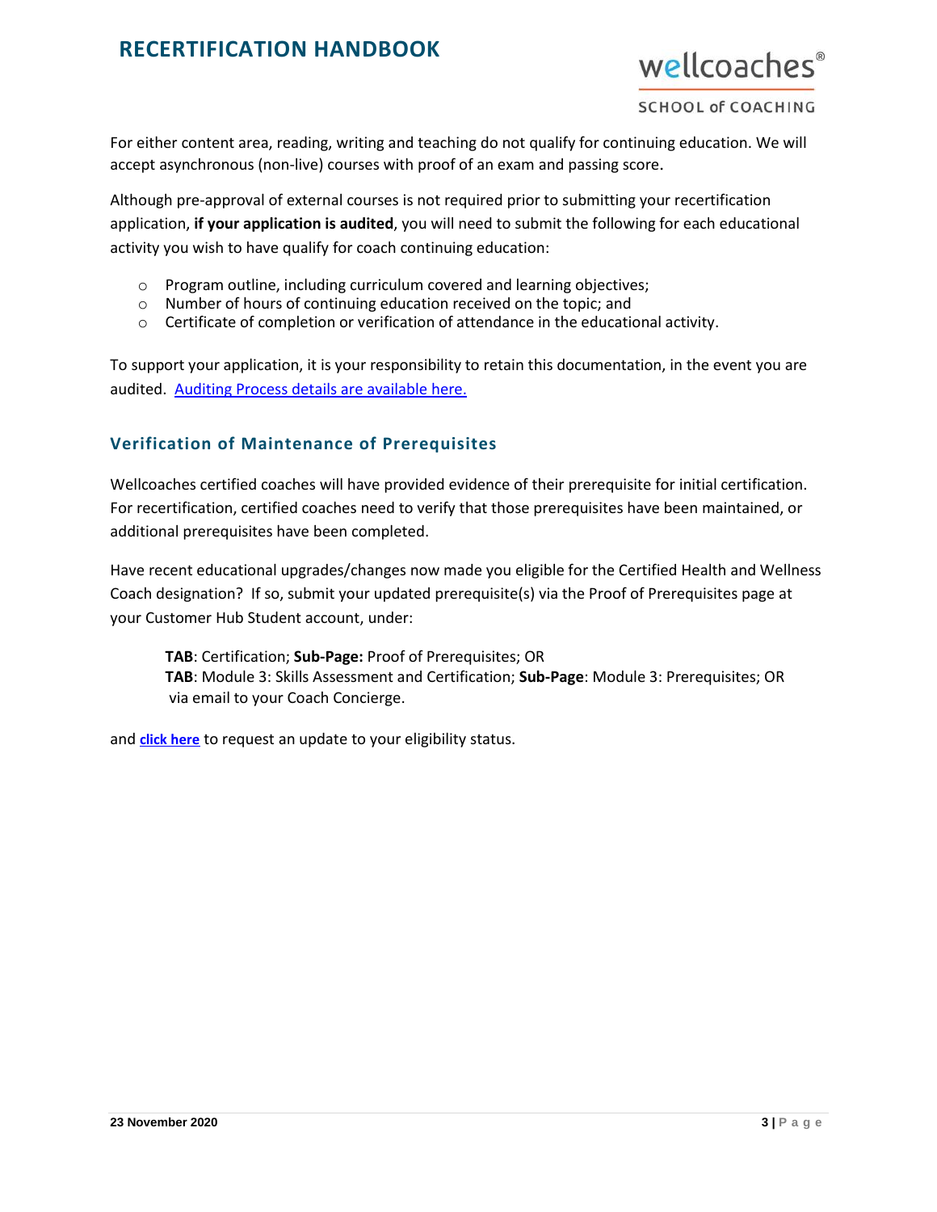For either content area, reading, writing and teaching do not qualify for continuing education. We will accept asynchronous (non-live) courses with proof of an exam and passing score.

Although pre-approval of external courses is not required prior to submitting your recertification application, **if your application is audited**, you will need to submit the following for each educational activity you wish to have qualify for coach continuing education:

- Program outline, including curriculum covered and learning objectives;
- Number of hours of continuing education received on the topic; and
- Certificate of completion or verification of attendance in the educational activity.

To support your application, it is your responsibility to retain this documentation, in the event you are audited. Auditing Process details are available here.

### Verification of Maintenance of Prerequisites

Wellcoaches certified coaches will have provided evidence of their prerequisite for initial certification. For recertification, certified coaches need to verify that those prerequisites have been maintained, or additional prerequisites have been completed.

Have recent educational upgrades/changes now made you eligible for the Certified Health and Wellness Coach designation? If so, submit your updated prerequisite(s) via the Proof of Prerequisites page at your Customer Hub Student account, under:

**TAB**: Certification; **Sub-Page:** Proof of Prerequisites; OR
**TAB**: Module 3: Skills Assessment and Certification; **Sub-Page**: Module 3: Prerequisites; OR
via email to your Coach Concierge.

and **click here** to request an update to your eligibility status.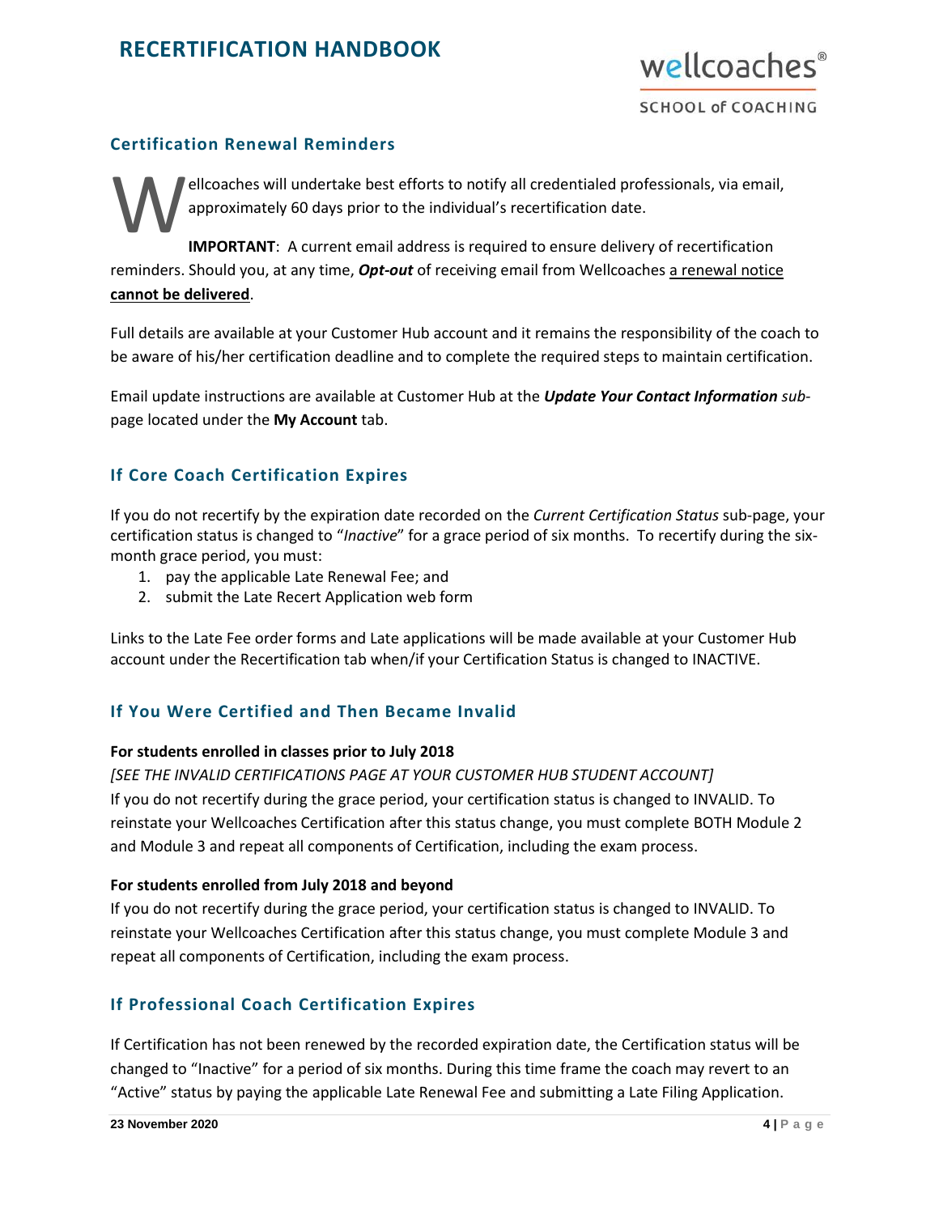## Certification Renewal Reminders

Wellcoaches will undertake best efforts to notify all credentialed professionals, via email, approximately 60 days prior to the individual's recertification date.

**IMPORTANT**: A current email address is required to ensure delivery of recertification reminders. Should you, at any time, ***Opt-out*** of receiving email from Wellcoaches a renewal notice **cannot be delivered**.

Full details are available at your Customer Hub account and it remains the responsibility of the coach to be aware of his/her certification deadline and to complete the required steps to maintain certification.

Email update instructions are available at Customer Hub at the ***Update Your Contact Information*** *sub*-page located under the **My Account** tab.

## If Core Coach Certification Expires

If you do not recertify by the expiration date recorded on the *Current Certification Status* sub-page, your certification status is changed to "*Inactive*" for a grace period of six months. To recertify during the six-month grace period, you must:

1. pay the applicable Late Renewal Fee; and
2. submit the Late Recert Application web form

Links to the Late Fee order forms and Late applications will be made available at your Customer Hub account under the Recertification tab when/if your Certification Status is changed to INACTIVE.

## If You Were Certified and Then Became Invalid

**For students enrolled in classes prior to July 2018**

*[SEE THE INVALID CERTIFICATIONS PAGE AT YOUR CUSTOMER HUB STUDENT ACCOUNT]*

If you do not recertify during the grace period, your certification status is changed to INVALID. To reinstate your Wellcoaches Certification after this status change, you must complete BOTH Module 2 and Module 3 and repeat all components of Certification, including the exam process.

**For students enrolled from July 2018 and beyond**

If you do not recertify during the grace period, your certification status is changed to INVALID. To reinstate your Wellcoaches Certification after this status change, you must complete Module 3 and repeat all components of Certification, including the exam process.

## If Professional Coach Certification Expires

If Certification has not been renewed by the recorded expiration date, the Certification status will be changed to "Inactive" for a period of six months. During this time frame the coach may revert to an "Active" status by paying the applicable Late Renewal Fee and submitting a Late Filing Application.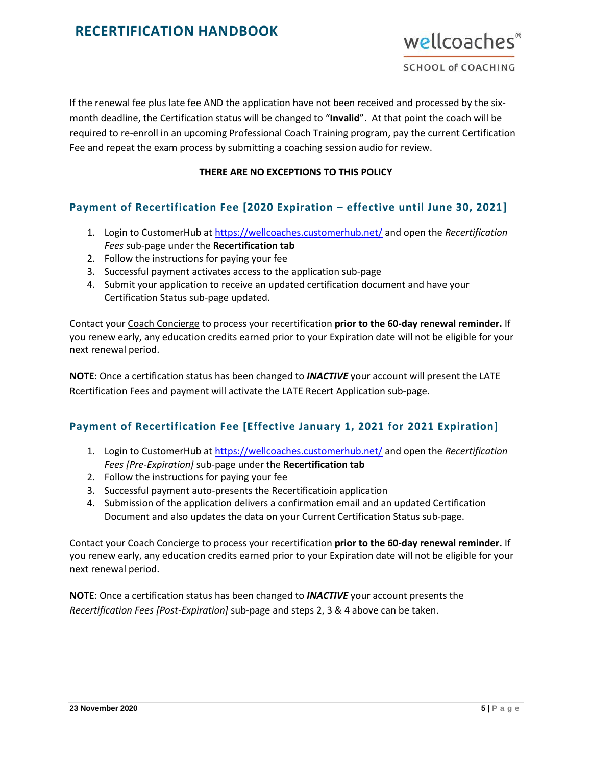If the renewal fee plus late fee AND the application have not been received and processed by the six-month deadline, the Certification status will be changed to "**Invalid**". At that point the coach will be required to re-enroll in an upcoming Professional Coach Training program, pay the current Certification Fee and repeat the exam process by submitting a coaching session audio for review.

**THERE ARE NO EXCEPTIONS TO THIS POLICY**

## Payment of Recertification Fee [2020 Expiration – effective until June 30, 2021]

1. Login to CustomerHub at https://wellcoaches.customerhub.net/ and open the *Recertification Fees* sub-page under the **Recertification tab**
2. Follow the instructions for paying your fee
3. Successful payment activates access to the application sub-page
4. Submit your application to receive an updated certification document and have your Certification Status sub-page updated.

Contact your Coach Concierge to process your recertification **prior to the 60-day renewal reminder.** If you renew early, any education credits earned prior to your Expiration date will not be eligible for your next renewal period.

**NOTE**: Once a certification status has been changed to ***INACTIVE*** your account will present the LATE Rcertification Fees and payment will activate the LATE Recert Application sub-page.

## Payment of Recertification Fee [Effective January 1, 2021 for 2021 Expiration]

1. Login to CustomerHub at https://wellcoaches.customerhub.net/ and open the *Recertification Fees [Pre-Expiration]* sub-page under the **Recertification tab**
2. Follow the instructions for paying your fee
3. Successful payment auto-presents the Recertificatioin application
4. Submission of the application delivers a confirmation email and an updated Certification Document and also updates the data on your Current Certification Status sub-page.

Contact your Coach Concierge to process your recertification **prior to the 60-day renewal reminder.** If you renew early, any education credits earned prior to your Expiration date will not be eligible for your next renewal period.

**NOTE**: Once a certification status has been changed to ***INACTIVE*** your account presents the *Recertification Fees [Post-Expiration]* sub-page and steps 2, 3 & 4 above can be taken.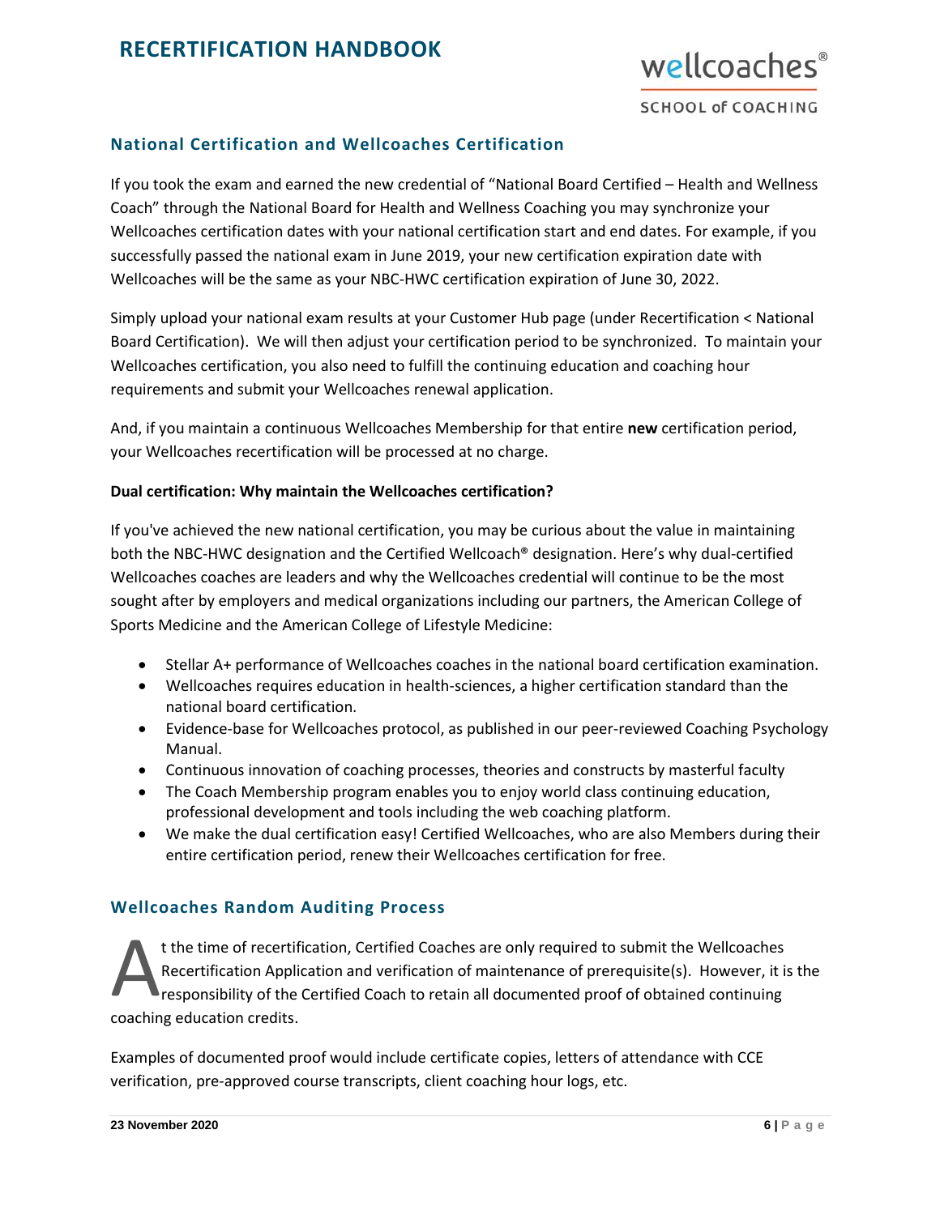## National Certification and Wellcoaches Certification

If you took the exam and earned the new credential of "National Board Certified – Health and Wellness Coach" through the National Board for Health and Wellness Coaching you may synchronize your Wellcoaches certification dates with your national certification start and end dates. For example, if you successfully passed the national exam in June 2019, your new certification expiration date with Wellcoaches will be the same as your NBC-HWC certification expiration of June 30, 2022.

Simply upload your national exam results at your Customer Hub page (under Recertification < National Board Certification). We will then adjust your certification period to be synchronized. To maintain your Wellcoaches certification, you also need to fulfill the continuing education and coaching hour requirements and submit your Wellcoaches renewal application.

And, if you maintain a continuous Wellcoaches Membership for that entire **new** certification period, your Wellcoaches recertification will be processed at no charge.

**Dual certification: Why maintain the Wellcoaches certification?**

If you've achieved the new national certification, you may be curious about the value in maintaining both the NBC-HWC designation and the Certified Wellcoach® designation. Here's why dual-certified Wellcoaches coaches are leaders and why the Wellcoaches credential will continue to be the most sought after by employers and medical organizations including our partners, the American College of Sports Medicine and the American College of Lifestyle Medicine:

- Stellar A+ performance of Wellcoaches coaches in the national board certification examination.
- Wellcoaches requires education in health-sciences, a higher certification standard than the national board certification.
- Evidence-base for Wellcoaches protocol, as published in our peer-reviewed Coaching Psychology Manual.
- Continuous innovation of coaching processes, theories and constructs by masterful faculty
- The Coach Membership program enables you to enjoy world class continuing education, professional development and tools including the web coaching platform.
- We make the dual certification easy! Certified Wellcoaches, who are also Members during their entire certification period, renew their Wellcoaches certification for free.

## Wellcoaches Random Auditing Process

At the time of recertification, Certified Coaches are only required to submit the Wellcoaches Recertification Application and verification of maintenance of prerequisite(s). However, it is the responsibility of the Certified Coach to retain all documented proof of obtained continuing coaching education credits.

Examples of documented proof would include certificate copies, letters of attendance with CCE verification, pre-approved course transcripts, client coaching hour logs, etc.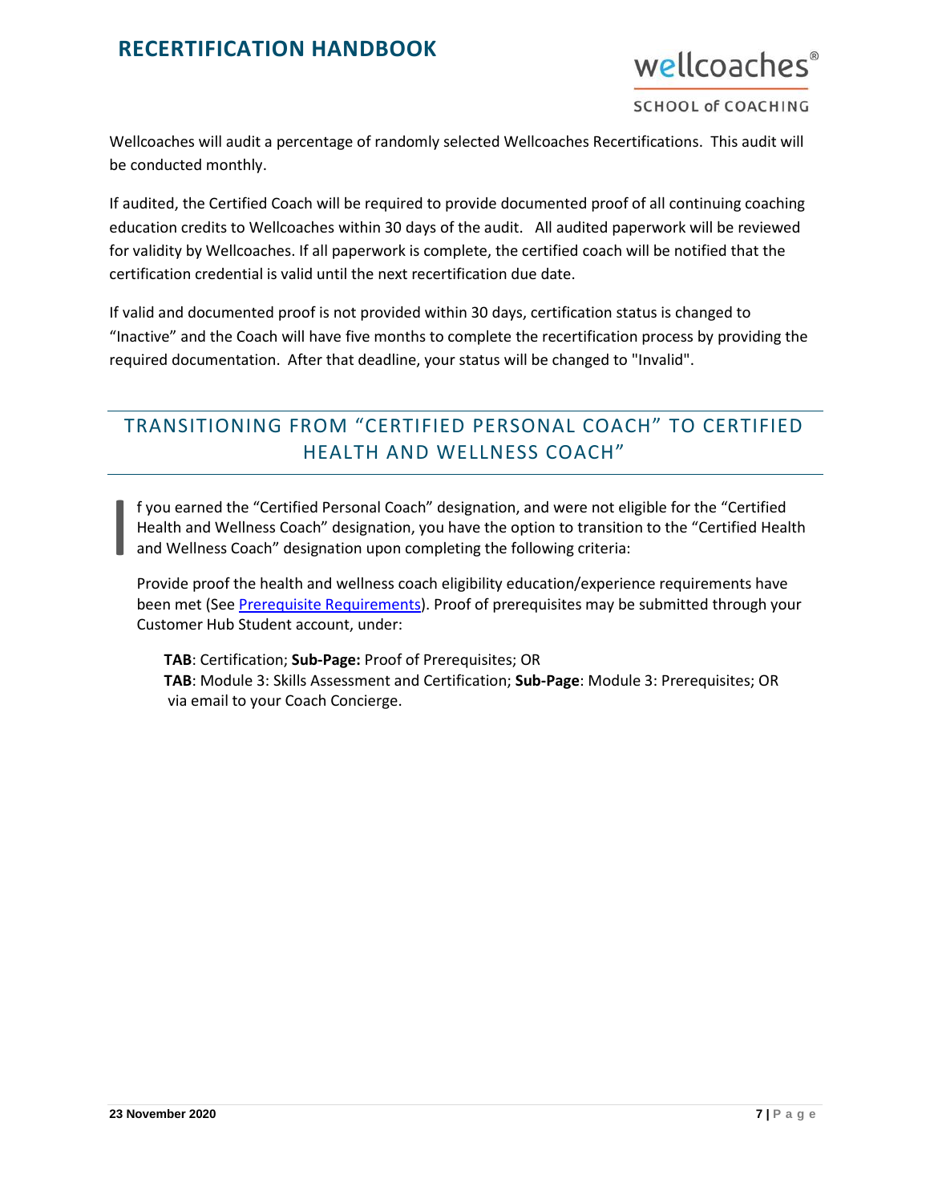Wellcoaches will audit a percentage of randomly selected Wellcoaches Recertifications. This audit will be conducted monthly.

If audited, the Certified Coach will be required to provide documented proof of all continuing coaching education credits to Wellcoaches within 30 days of the audit. All audited paperwork will be reviewed for validity by Wellcoaches. If all paperwork is complete, the certified coach will be notified that the certification credential is valid until the next recertification due date.

If valid and documented proof is not provided within 30 days, certification status is changed to "Inactive" and the Coach will have five months to complete the recertification process by providing the required documentation. After that deadline, your status will be changed to "Invalid".

## TRANSITIONING FROM "CERTIFIED PERSONAL COACH" TO CERTIFIED HEALTH AND WELLNESS COACH"

If you earned the "Certified Personal Coach" designation, and were not eligible for the "Certified Health and Wellness Coach" designation, you have the option to transition to the "Certified Health and Wellness Coach" designation upon completing the following criteria:

Provide proof the health and wellness coach eligibility education/experience requirements have been met (See Prerequisite Requirements). Proof of prerequisites may be submitted through your Customer Hub Student account, under:

**TAB**: Certification; **Sub-Page:** Proof of Prerequisites; OR
**TAB**: Module 3: Skills Assessment and Certification; **Sub-Page**: Module 3: Prerequisites; OR
via email to your Coach Concierge.